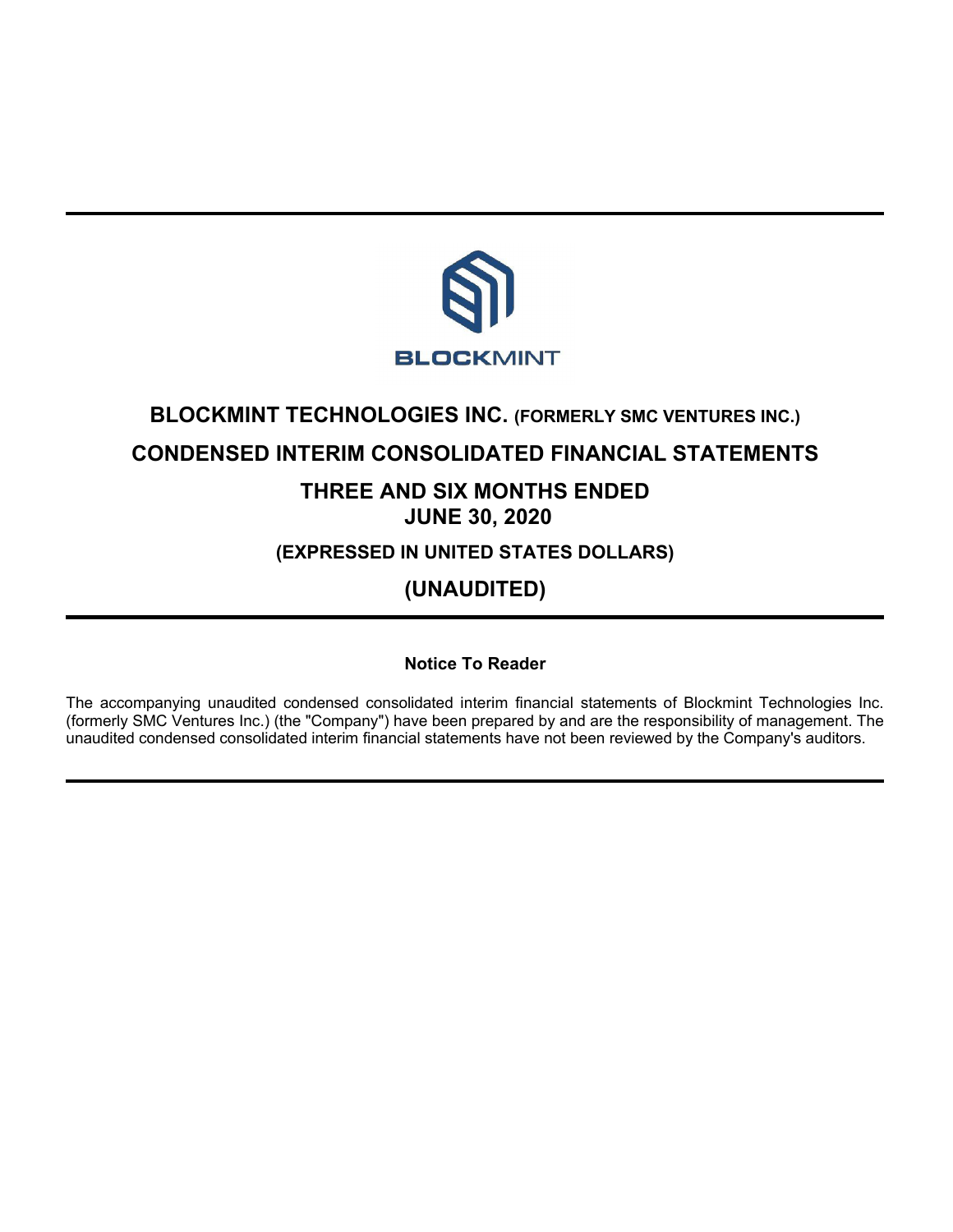BLOCKMINT

# BLOCKMINT TECHNOLOGIES INC. (FORMERLY SMC VENTURES INC.)

## CONDENSED INTERIM CONSOLIDATED FINANCIAL STATEMENTS

## THREE AND SIX MONTHS ENDED JUNE 30, 2020

### (EXPRESSED IN UNITED STATES DOLLARS)

## (UNAUDITED)

**Notice To Reader**

The accompanying unaudited condensed consolidated interim financial statements of Blockmint Technologies Inc. (formerly SMC Ventures Inc.) (the "Company") have been prepared by and are the responsibility of management. The unaudited condensed consolidated interim financial statements have not been reviewed by the Company's auditors.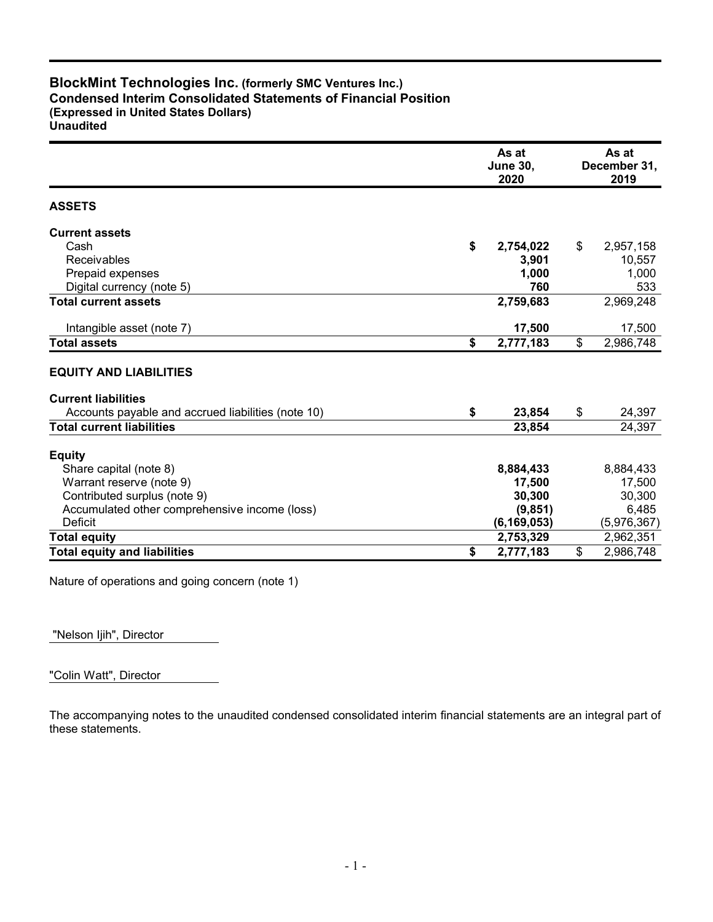# BlockMint Technologies Inc. (formerly SMC Ventures Inc.)
## Condensed Interim Consolidated Statements of Financial Position
### (Expressed in United States Dollars)
### Unaudited

| | As at June 30, 2020 | As at December 31, 2019 |
|---|---|---|
| **ASSETS** | | |
| **Current assets** | | |
| Cash | **$ 2,754,022** | $ 2,957,158 |
| Receivables | **3,901** | 10,557 |
| Prepaid expenses | **1,000** | 1,000 |
| Digital currency (note 5) | **760** | 533 |
| **Total current assets** | **2,759,683** | 2,969,248 |
| Intangible asset (note 7) | **17,500** | 17,500 |
| **Total assets** | **$ 2,777,183** | $ 2,986,748 |
| **EQUITY AND LIABILITIES** | | |
| **Current liabilities** | | |
| Accounts payable and accrued liabilities (note 10) | **$ 23,854** | $ 24,397 |
| **Total current liabilities** | **23,854** | 24,397 |
| **Equity** | | |
| Share capital (note 8) | **8,884,433** | 8,884,433 |
| Warrant reserve (note 9) | **17,500** | 17,500 |
| Contributed surplus (note 9) | **30,300** | 30,300 |
| Accumulated other comprehensive income (loss) | **(9,851)** | 6,485 |
| Deficit | **(6,169,053)** | (5,976,367) |
| **Total equity** | **2,753,329** | 2,962,351 |
| **Total equity and liabilities** | **$ 2,777,183** | $ 2,986,748 |

Nature of operations and going concern (note 1)

"Nelson Ijih", Director

"Colin Watt", Director

The accompanying notes to the unaudited condensed consolidated interim financial statements are an integral part of these statements.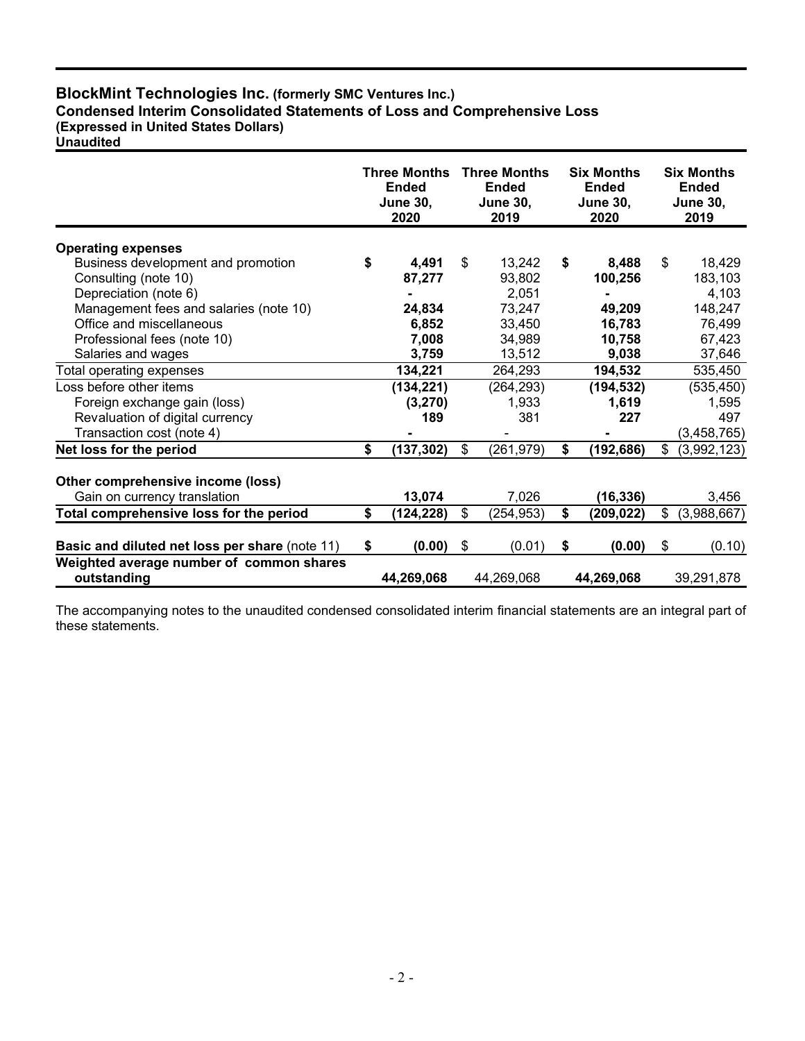## BlockMint Technologies Inc. (formerly SMC Ventures Inc.)

**Condensed Interim Consolidated Statements of Loss and Comprehensive Loss**
**(Expressed in United States Dollars)**
**Unaudited**

| | Three Months Ended June 30, 2020 | Three Months Ended June 30, 2019 | Six Months Ended June 30, 2020 | Six Months Ended June 30, 2019 |
|---|---|---|---|---|
| **Operating expenses** | | | | |
| Business development and promotion | **$ 4,491** | $ 13,242 | **$ 8,488** | $ 18,429 |
| Consulting (note 10) | **87,277** | 93,802 | **100,256** | 183,103 |
| Depreciation (note 6) | **-** | 2,051 | **-** | 4,103 |
| Management fees and salaries (note 10) | **24,834** | 73,247 | **49,209** | 148,247 |
| Office and miscellaneous | **6,852** | 33,450 | **16,783** | 76,499 |
| Professional fees (note 10) | **7,008** | 34,989 | **10,758** | 67,423 |
| Salaries and wages | **3,759** | 13,512 | **9,038** | 37,646 |
| Total operating expenses | **134,221** | 264,293 | **194,532** | 535,450 |
| Loss before other items | **(134,221)** | (264,293) | **(194,532)** | (535,450) |
| Foreign exchange gain (loss) | **(3,270)** | 1,933 | **1,619** | 1,595 |
| Revaluation of digital currency | **189** | 381 | **227** | 497 |
| Transaction cost (note 4) | **-** | - | **-** | (3,458,765) |
| **Net loss for the period** | **$ (137,302)** | $ (261,979) | **$ (192,686)** | $ (3,992,123) |
| **Other comprehensive income (loss)** | | | | |
| Gain on currency translation | **13,074** | 7,026 | **(16,336)** | 3,456 |
| **Total comprehensive loss for the period** | **$ (124,228)** | $ (254,953) | **$ (209,022)** | $ (3,988,667) |
| **Basic and diluted net loss per share** (note 11) | **$ (0.00)** | $ (0.01) | **$ (0.00)** | $ (0.10) |
| **Weighted average number of common shares outstanding** | **44,269,068** | 44,269,068 | **44,269,068** | 39,291,878 |

The accompanying notes to the unaudited condensed consolidated interim financial statements are an integral part of these statements.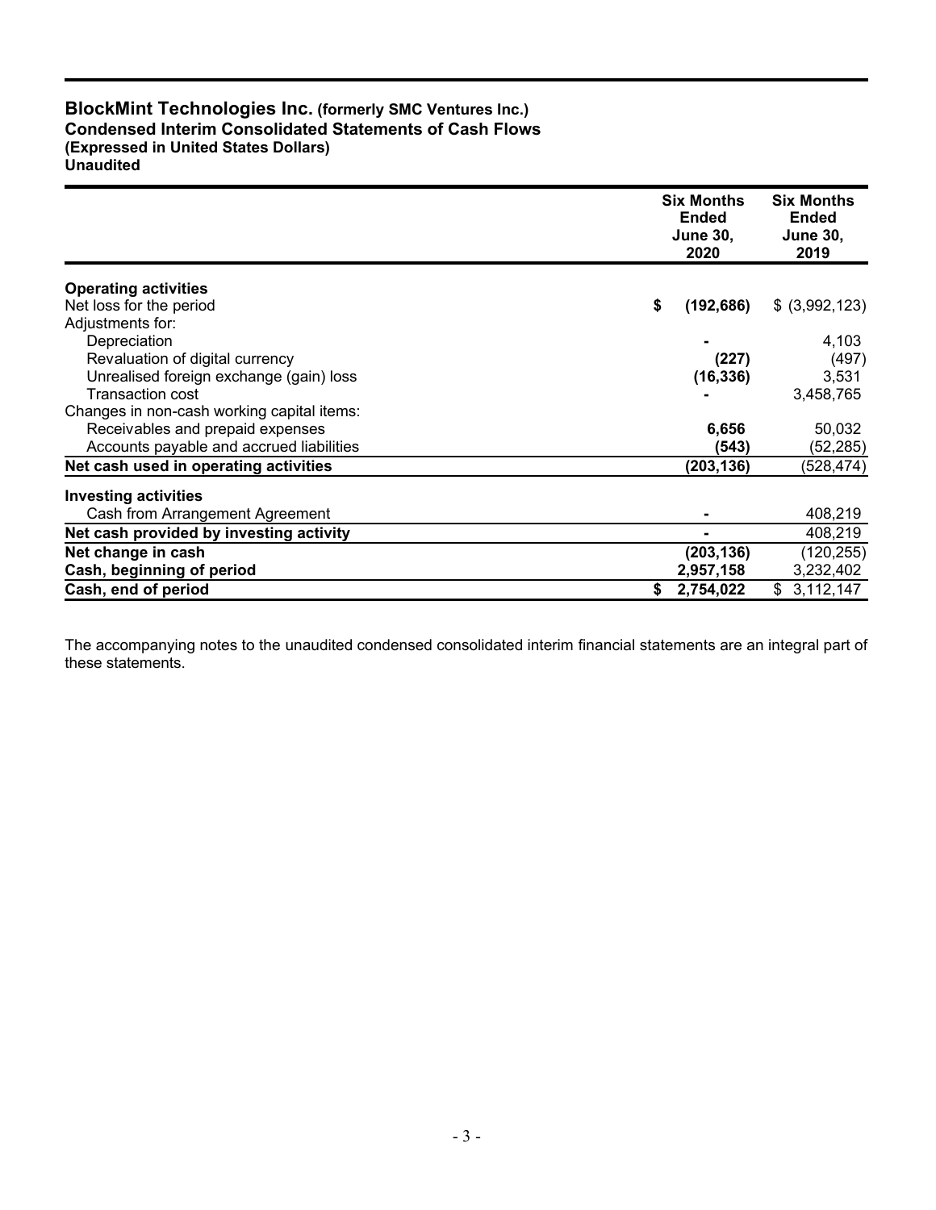# BlockMint Technologies Inc. (formerly SMC Ventures Inc.)

**Condensed Interim Consolidated Statements of Cash Flows**
**(Expressed in United States Dollars)**
**Unaudited**

| | Six Months Ended June 30, 2020 | Six Months Ended June 30, 2019 |
|---|---|---|
| **Operating activities** | | |
| Net loss for the period | **$ (192,686)** | $ (3,992,123) |
| Adjustments for: | | |
| Depreciation | **-** | 4,103 |
| Revaluation of digital currency | **(227)** | (497) |
| Unrealised foreign exchange (gain) loss | **(16,336)** | 3,531 |
| Transaction cost | **-** | 3,458,765 |
| Changes in non-cash working capital items: | | |
| Receivables and prepaid expenses | **6,656** | 50,032 |
| Accounts payable and accrued liabilities | **(543)** | (52,285) |
| **Net cash used in operating activities** | **(203,136)** | (528,474) |
| **Investing activities** | | |
| Cash from Arrangement Agreement | **-** | 408,219 |
| **Net cash provided by investing activity** | **-** | 408,219 |
| **Net change in cash** | **(203,136)** | (120,255) |
| **Cash, beginning of period** | **2,957,158** | 3,232,402 |
| **Cash, end of period** | **$ 2,754,022** | $ 3,112,147 |

The accompanying notes to the unaudited condensed consolidated interim financial statements are an integral part of these statements.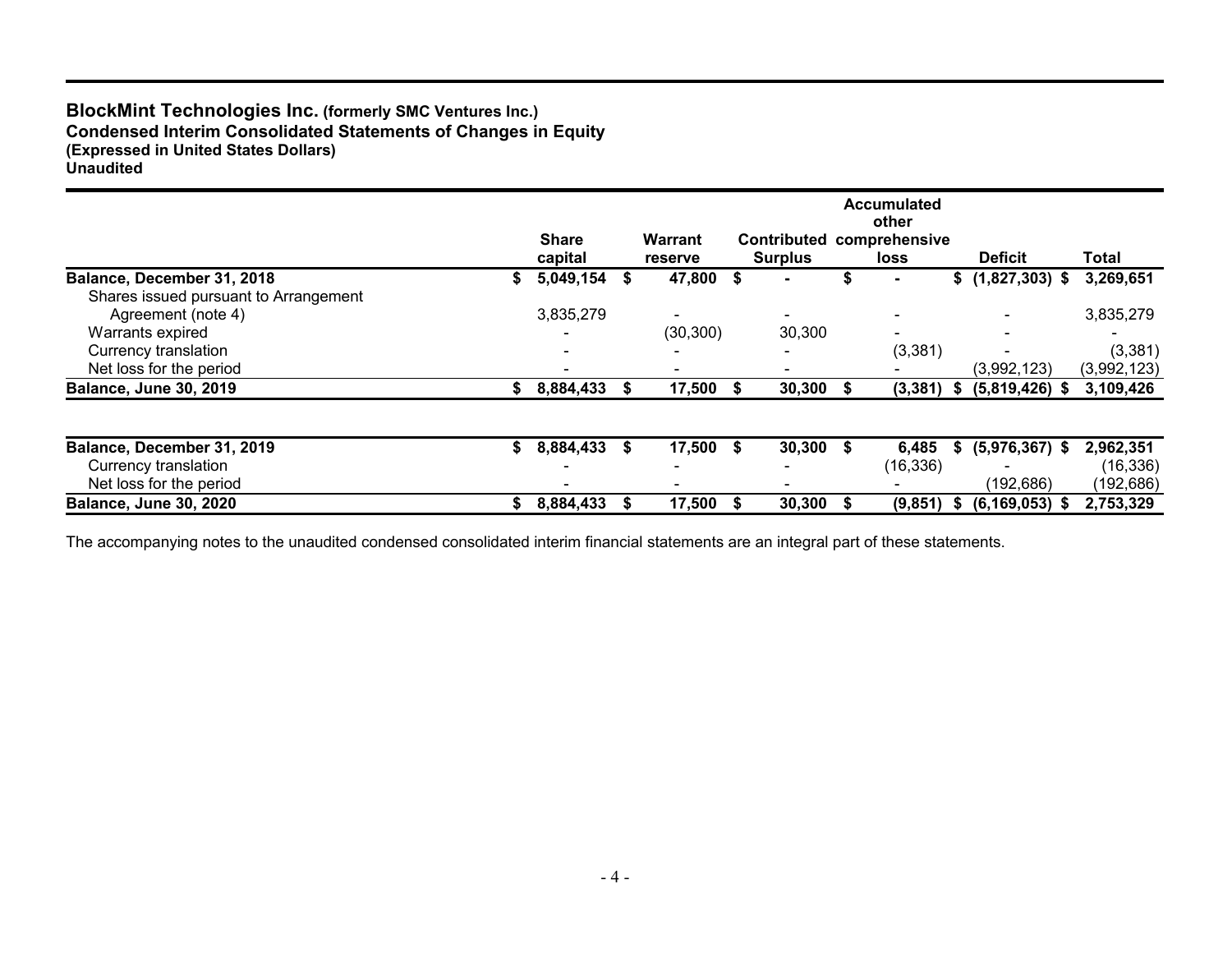**BlockMint Technologies Inc.** (formerly SMC Ventures Inc.)
**Condensed Interim Consolidated Statements of Changes in Equity**
**(Expressed in United States Dollars)**
**Unaudited**

| | Share capital | Warrant reserve | Contributed Surplus | Accumulated other comprehensive loss | Deficit | Total |
|---|---|---|---|---|---|---|
| **Balance, December 31, 2018** | **$ 5,049,154** | **$ 47,800** | **$ -** | **$ -** | **$ (1,827,303)** | **$ 3,269,651** |
| Shares issued pursuant to Arrangement Agreement (note 4) | 3,835,279 | - | - | - | - | 3,835,279 |
| Warrants expired | - | (30,300) | 30,300 | - | - | - |
| Currency translation | - | - | - | (3,381) | - | (3,381) |
| Net loss for the period | - | - | - | - | (3,992,123) | (3,992,123) |
| **Balance, June 30, 2019** | **$ 8,884,433** | **$ 17,500** | **$ 30,300** | **$ (3,381)** | **$ (5,819,426)** | **$ 3,109,426** |
| | | | | | | |
| **Balance, December 31, 2019** | **$ 8,884,433** | **$ 17,500** | **$ 30,300** | **$ 6,485** | **$ (5,976,367)** | **$ 2,962,351** |
| Currency translation | - | - | - | (16,336) | - | (16,336) |
| Net loss for the period | - | - | - | - | (192,686) | (192,686) |
| **Balance, June 30, 2020** | **$ 8,884,433** | **$ 17,500** | **$ 30,300** | **$ (9,851)** | **$ (6,169,053)** | **$ 2,753,329** |

The accompanying notes to the unaudited condensed consolidated interim financial statements are an integral part of these statements.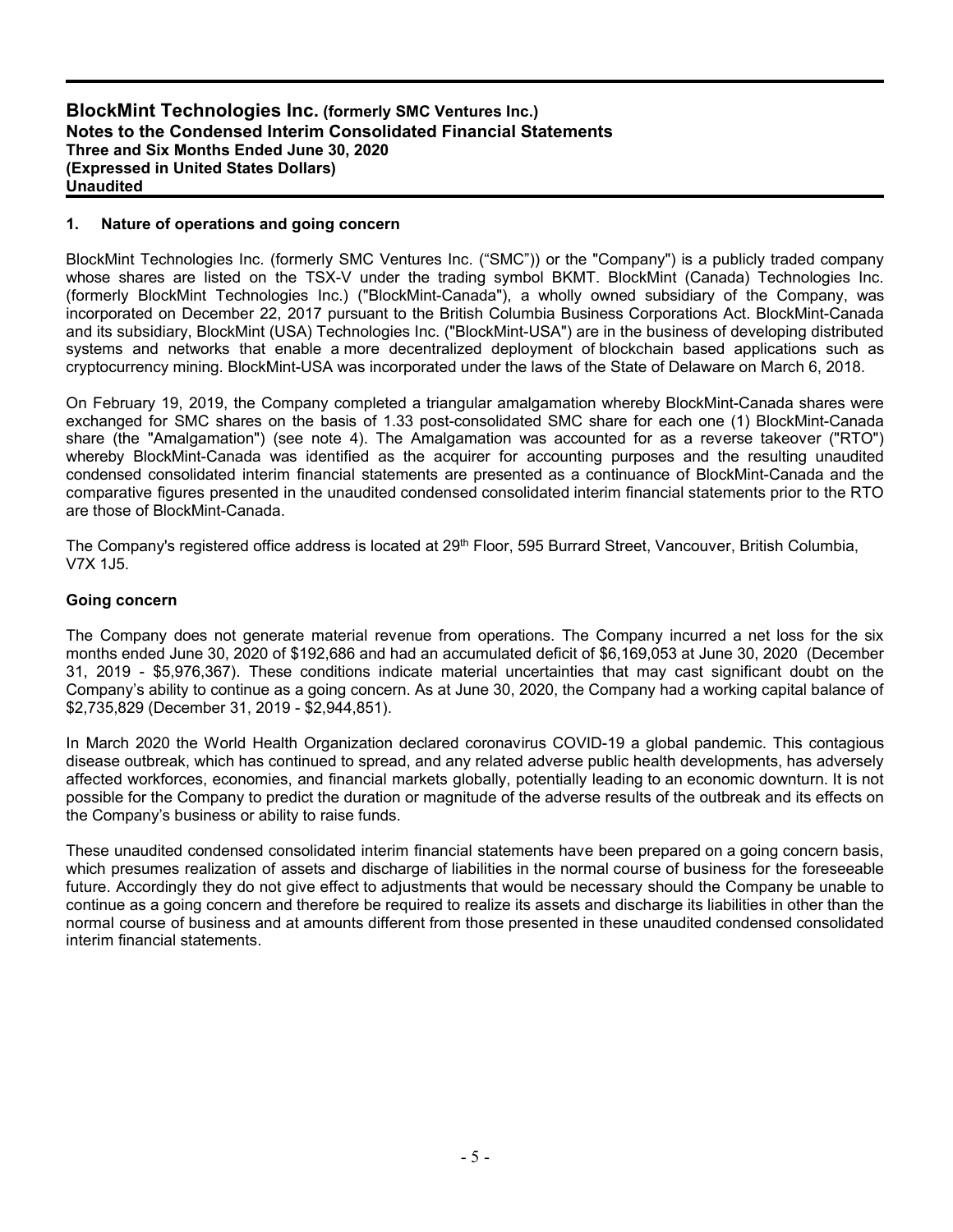## 1. Nature of operations and going concern

BlockMint Technologies Inc. (formerly SMC Ventures Inc. ("SMC")) or the "Company") is a publicly traded company whose shares are listed on the TSX-V under the trading symbol BKMT. BlockMint (Canada) Technologies Inc. (formerly BlockMint Technologies Inc.) ("BlockMint-Canada"), a wholly owned subsidiary of the Company, was incorporated on December 22, 2017 pursuant to the British Columbia Business Corporations Act. BlockMint-Canada and its subsidiary, BlockMint (USA) Technologies Inc. ("BlockMint-USA") are in the business of developing distributed systems and networks that enable a more decentralized deployment of blockchain based applications such as cryptocurrency mining. BlockMint-USA was incorporated under the laws of the State of Delaware on March 6, 2018.

On February 19, 2019, the Company completed a triangular amalgamation whereby BlockMint-Canada shares were exchanged for SMC shares on the basis of 1.33 post-consolidated SMC share for each one (1) BlockMint-Canada share (the "Amalgamation") (see note 4). The Amalgamation was accounted for as a reverse takeover ("RTO") whereby BlockMint-Canada was identified as the acquirer for accounting purposes and the resulting unaudited condensed consolidated interim financial statements are presented as a continuance of BlockMint-Canada and the comparative figures presented in the unaudited condensed consolidated interim financial statements prior to the RTO are those of BlockMint-Canada.

The Company's registered office address is located at 29th Floor, 595 Burrard Street, Vancouver, British Columbia, V7X 1J5.

### Going concern

The Company does not generate material revenue from operations. The Company incurred a net loss for the six months ended June 30, 2020 of $192,686 and had an accumulated deficit of $6,169,053 at June 30, 2020 (December 31, 2019 - $5,976,367). These conditions indicate material uncertainties that may cast significant doubt on the Company's ability to continue as a going concern. As at June 30, 2020, the Company had a working capital balance of $2,735,829 (December 31, 2019 - $2,944,851).

In March 2020 the World Health Organization declared coronavirus COVID-19 a global pandemic. This contagious disease outbreak, which has continued to spread, and any related adverse public health developments, has adversely affected workforces, economies, and financial markets globally, potentially leading to an economic downturn. It is not possible for the Company to predict the duration or magnitude of the adverse results of the outbreak and its effects on the Company's business or ability to raise funds.

These unaudited condensed consolidated interim financial statements have been prepared on a going concern basis, which presumes realization of assets and discharge of liabilities in the normal course of business for the foreseeable future. Accordingly they do not give effect to adjustments that would be necessary should the Company be unable to continue as a going concern and therefore be required to realize its assets and discharge its liabilities in other than the normal course of business and at amounts different from those presented in these unaudited condensed consolidated interim financial statements.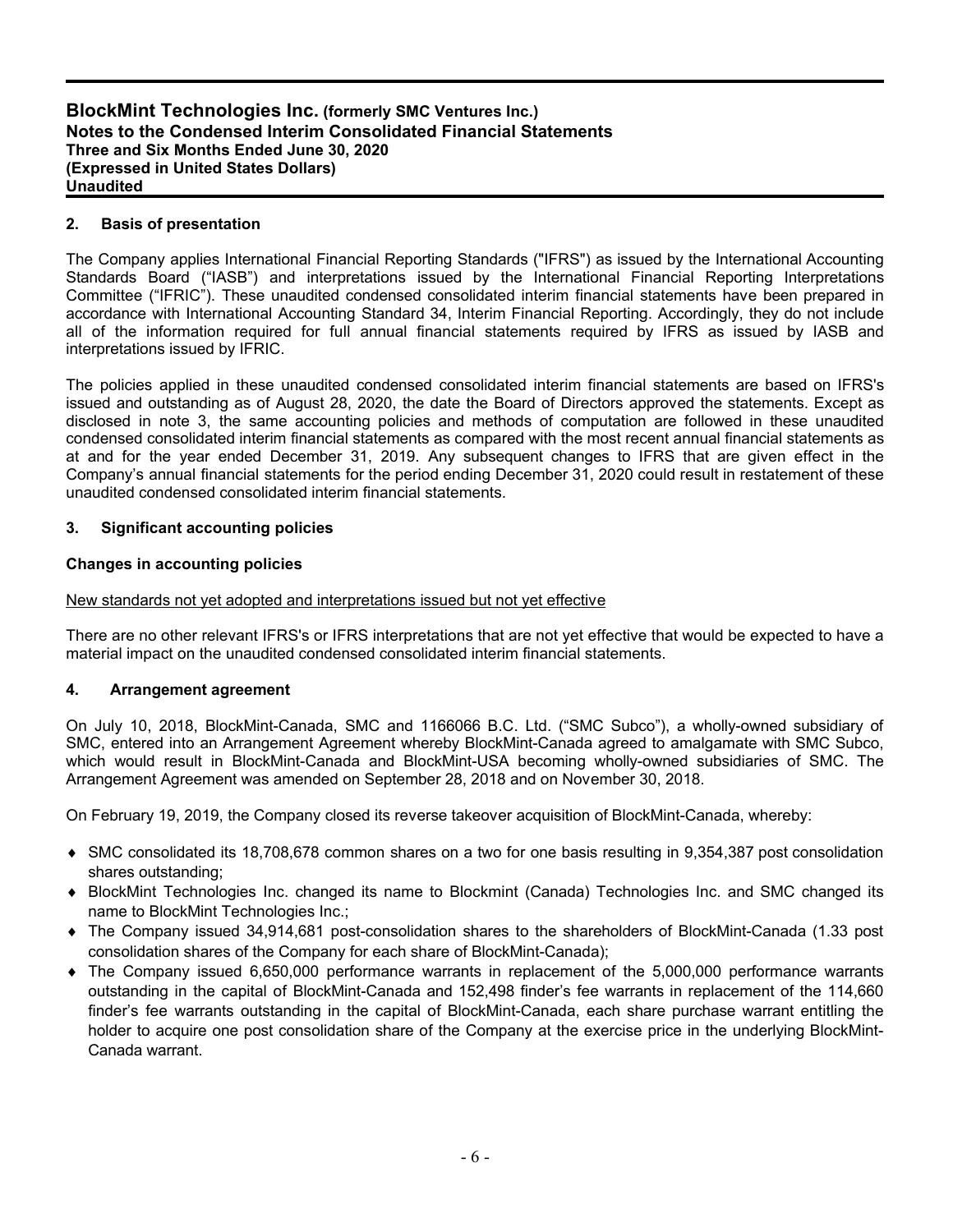## 2. Basis of presentation

The Company applies International Financial Reporting Standards ("IFRS") as issued by the International Accounting Standards Board ("IASB") and interpretations issued by the International Financial Reporting Interpretations Committee ("IFRIC"). These unaudited condensed consolidated interim financial statements have been prepared in accordance with International Accounting Standard 34, Interim Financial Reporting. Accordingly, they do not include all of the information required for full annual financial statements required by IFRS as issued by IASB and interpretations issued by IFRIC.

The policies applied in these unaudited condensed consolidated interim financial statements are based on IFRS's issued and outstanding as of August 28, 2020, the date the Board of Directors approved the statements. Except as disclosed in note 3, the same accounting policies and methods of computation are followed in these unaudited condensed consolidated interim financial statements as compared with the most recent annual financial statements as at and for the year ended December 31, 2019. Any subsequent changes to IFRS that are given effect in the Company's annual financial statements for the period ending December 31, 2020 could result in restatement of these unaudited condensed consolidated interim financial statements.

## 3. Significant accounting policies

### Changes in accounting policies

New standards not yet adopted and interpretations issued but not yet effective

There are no other relevant IFRS's or IFRS interpretations that are not yet effective that would be expected to have a material impact on the unaudited condensed consolidated interim financial statements.

## 4. Arrangement agreement

On July 10, 2018, BlockMint-Canada, SMC and 1166066 B.C. Ltd. ("SMC Subco"), a wholly-owned subsidiary of SMC, entered into an Arrangement Agreement whereby BlockMint-Canada agreed to amalgamate with SMC Subco, which would result in BlockMint-Canada and BlockMint-USA becoming wholly-owned subsidiaries of SMC. The Arrangement Agreement was amended on September 28, 2018 and on November 30, 2018.

On February 19, 2019, the Company closed its reverse takeover acquisition of BlockMint-Canada, whereby:

- SMC consolidated its 18,708,678 common shares on a two for one basis resulting in 9,354,387 post consolidation shares outstanding;
- BlockMint Technologies Inc. changed its name to Blockmint (Canada) Technologies Inc. and SMC changed its name to BlockMint Technologies Inc.;
- The Company issued 34,914,681 post-consolidation shares to the shareholders of BlockMint-Canada (1.33 post consolidation shares of the Company for each share of BlockMint-Canada);
- The Company issued 6,650,000 performance warrants in replacement of the 5,000,000 performance warrants outstanding in the capital of BlockMint-Canada and 152,498 finder's fee warrants in replacement of the 114,660 finder's fee warrants outstanding in the capital of BlockMint-Canada, each share purchase warrant entitling the holder to acquire one post consolidation share of the Company at the exercise price in the underlying BlockMint-Canada warrant.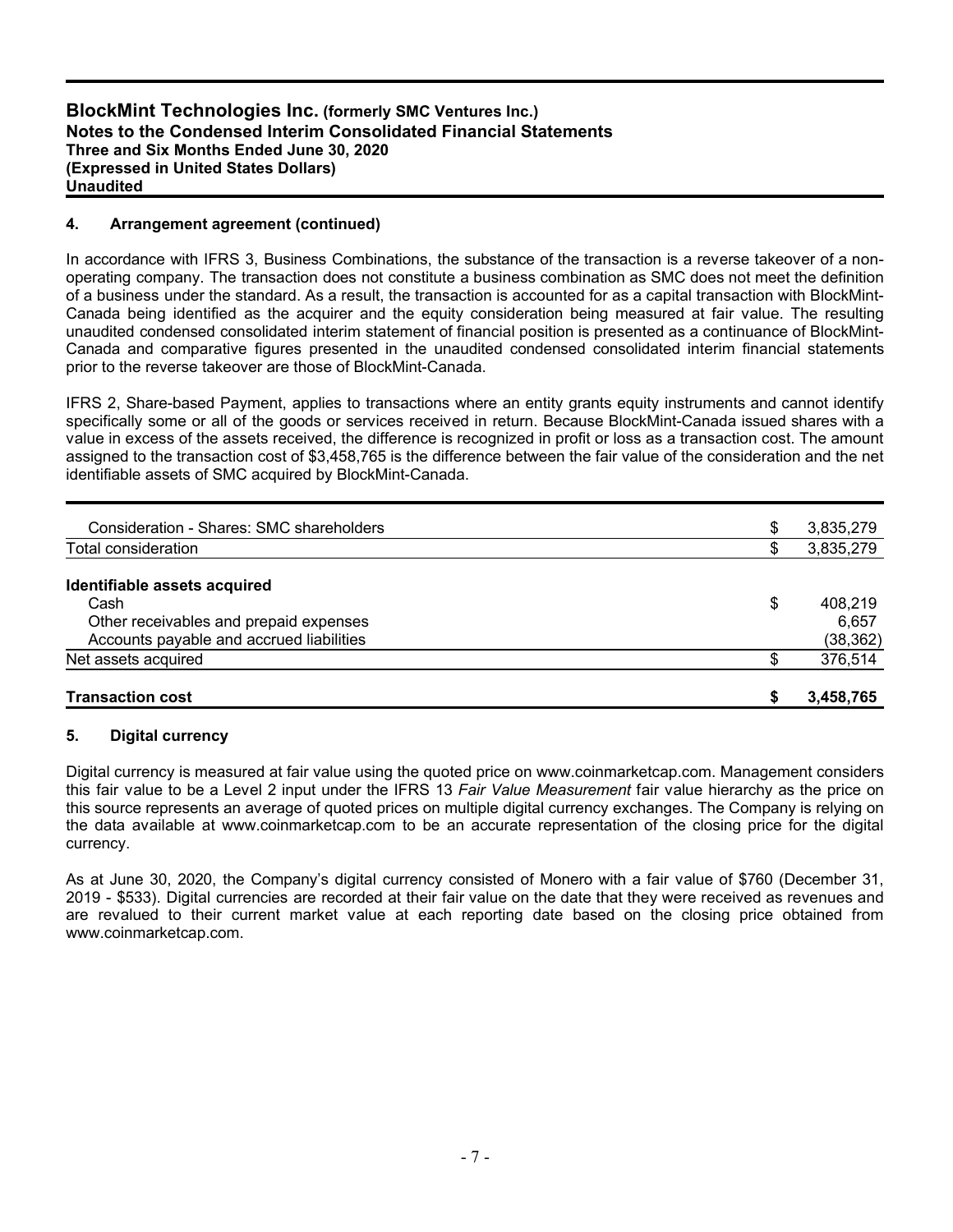## 4. Arrangement agreement (continued)

In accordance with IFRS 3, Business Combinations, the substance of the transaction is a reverse takeover of a non-operating company. The transaction does not constitute a business combination as SMC does not meet the definition of a business under the standard. As a result, the transaction is accounted for as a capital transaction with BlockMint-Canada being identified as the acquirer and the equity consideration being measured at fair value. The resulting unaudited condensed consolidated interim statement of financial position is presented as a continuance of BlockMint-Canada and comparative figures presented in the unaudited condensed consolidated interim financial statements prior to the reverse takeover are those of BlockMint-Canada.

IFRS 2, Share-based Payment, applies to transactions where an entity grants equity instruments and cannot identify specifically some or all of the goods or services received in return. Because BlockMint-Canada issued shares with a value in excess of the assets received, the difference is recognized in profit or loss as a transaction cost. The amount assigned to the transaction cost of $3,458,765 is the difference between the fair value of the consideration and the net identifiable assets of SMC acquired by BlockMint-Canada.

| | | |
|---|---|---|
| Consideration - Shares: SMC shareholders | $ | 3,835,279 |
| Total consideration | $ | 3,835,279 |
| **Identifiable assets acquired** | | |
| Cash | $ | 408,219 |
| Other receivables and prepaid expenses | | 6,657 |
| Accounts payable and accrued liabilities | | (38,362) |
| Net assets acquired | $ | 376,514 |
| **Transaction cost** | **$** | **3,458,765** |

## 5. Digital currency

Digital currency is measured at fair value using the quoted price on www.coinmarketcap.com. Management considers this fair value to be a Level 2 input under the IFRS 13 *Fair Value Measurement* fair value hierarchy as the price on this source represents an average of quoted prices on multiple digital currency exchanges. The Company is relying on the data available at www.coinmarketcap.com to be an accurate representation of the closing price for the digital currency.

As at June 30, 2020, the Company's digital currency consisted of Monero with a fair value of $760 (December 31, 2019 - $533). Digital currencies are recorded at their fair value on the date that they were received as revenues and are revalued to their current market value at each reporting date based on the closing price obtained from www.coinmarketcap.com.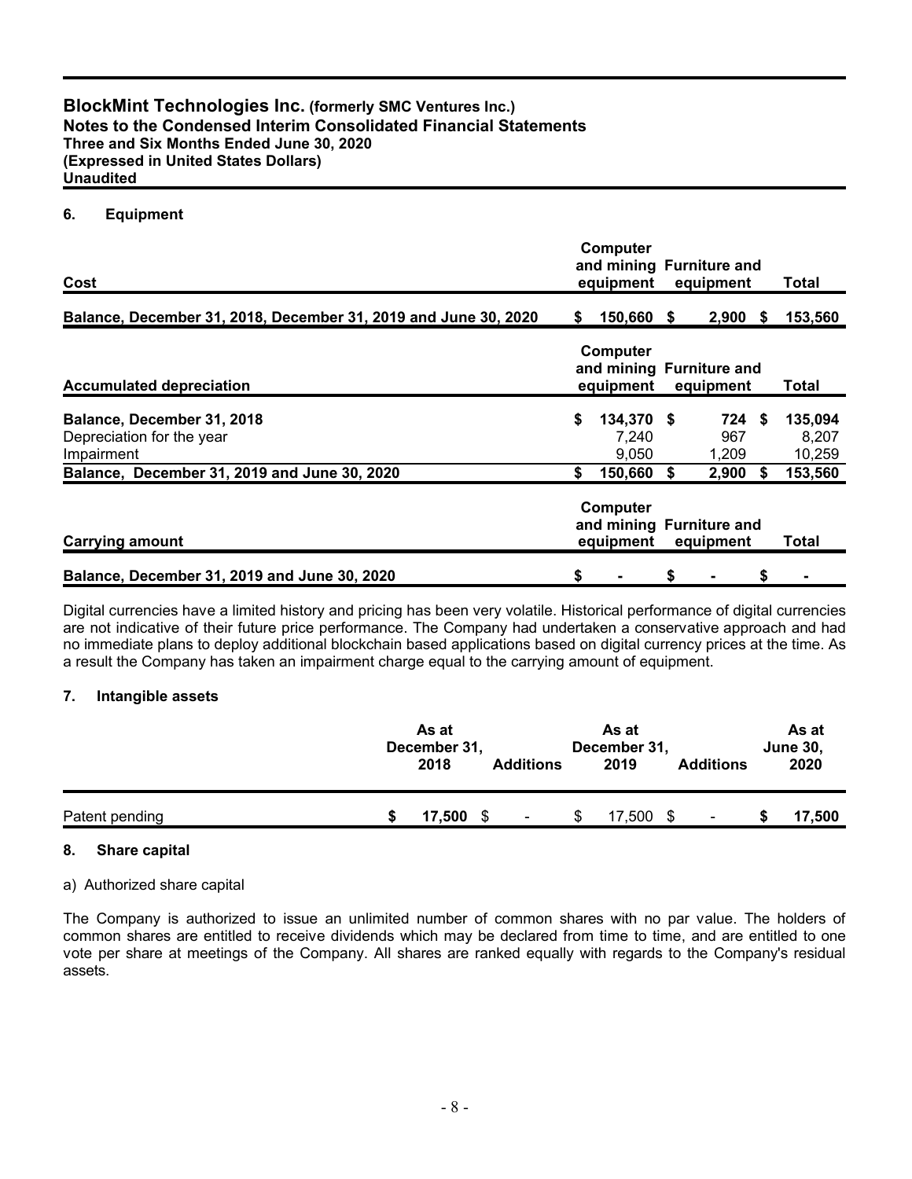## 6. Equipment

| Cost | Computer and mining equipment | Furniture and equipment | Total |
|---|---|---|---|
| **Balance, December 31, 2018, December 31, 2019 and June 30, 2020** | **$ 150,660** | **$ 2,900** | **$ 153,560** |
| **Accumulated depreciation** | **Computer and mining equipment** | **Furniture and equipment** | **Total** |
| **Balance, December 31, 2018** | **$ 134,370** | **$ 724** | **$ 135,094** |
| Depreciation for the year | 7,240 | 967 | 8,207 |
| Impairment | 9,050 | 1,209 | 10,259 |
| **Balance, December 31, 2019 and June 30, 2020** | **$ 150,660** | **$ 2,900** | **$ 153,560** |
| **Carrying amount** | **Computer and mining equipment** | **Furniture and equipment** | **Total** |
| **Balance, December 31, 2019 and June 30, 2020** | **$ -** | **$ -** | **$ -** |

Digital currencies have a limited history and pricing has been very volatile. Historical performance of digital currencies are not indicative of their future price performance. The Company had undertaken a conservative approach and had no immediate plans to deploy additional blockchain based applications based on digital currency prices at the time. As a result the Company has taken an impairment charge equal to the carrying amount of equipment.

## 7. Intangible assets

| | As at December 31, 2018 | Additions | As at December 31, 2019 | Additions | As at June 30, 2020 |
|---|---|---|---|---|---|
| Patent pending | **$ 17,500** | $ - | $ 17,500 | $ - | **$ 17,500** |

## 8. Share capital

a) Authorized share capital

The Company is authorized to issue an unlimited number of common shares with no par value. The holders of common shares are entitled to receive dividends which may be declared from time to time, and are entitled to one vote per share at meetings of the Company. All shares are ranked equally with regards to the Company's residual assets.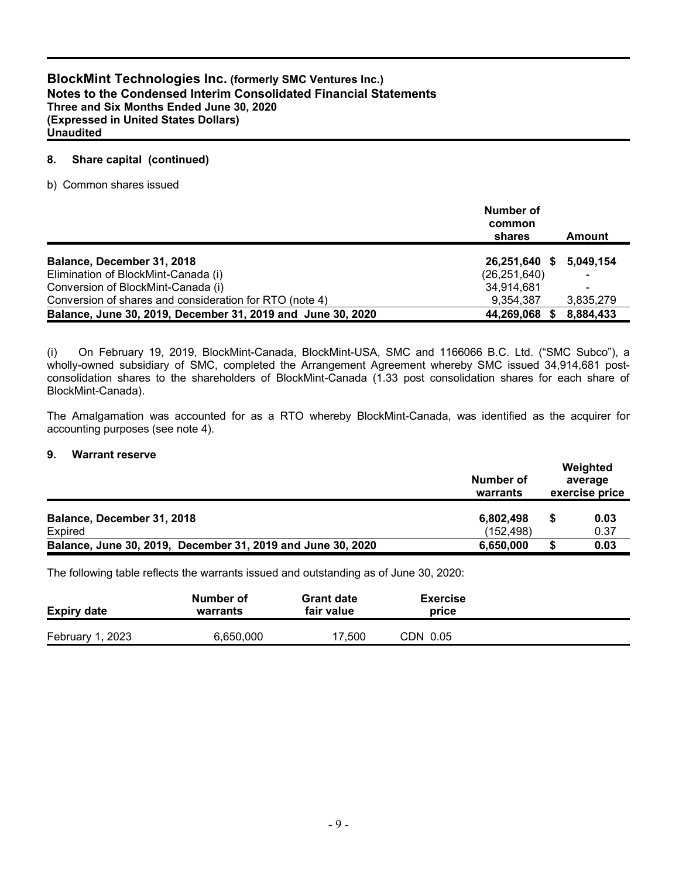## 8. Share capital (continued)

b) Common shares issued

| | Number of common shares | Amount |
|---|---|---|
| **Balance, December 31, 2018** | **26,251,640** | **$ 5,049,154** |
| Elimination of BlockMint-Canada (i) | (26,251,640) | - |
| Conversion of BlockMint-Canada (i) | 34,914,681 | - |
| Conversion of shares and consideration for RTO (note 4) | 9,354,387 | 3,835,279 |
| **Balance, June 30, 2019, December 31, 2019 and June 30, 2020** | **44,269,068** | **$ 8,884,433** |

(i) On February 19, 2019, BlockMint-Canada, BlockMint-USA, SMC and 1166066 B.C. Ltd. ("SMC Subco"), a wholly-owned subsidiary of SMC, completed the Arrangement Agreement whereby SMC issued 34,914,681 post-consolidation shares to the shareholders of BlockMint-Canada (1.33 post consolidation shares for each share of BlockMint-Canada).

The Amalgamation was accounted for as a RTO whereby BlockMint-Canada, was identified as the acquirer for accounting purposes (see note 4).

## 9. Warrant reserve

| | Number of warrants | Weighted average exercise price |
|---|---|---|
| **Balance, December 31, 2018** | **6,802,498** | **$ 0.03** |
| Expired | (152,498) | 0.37 |
| **Balance, June 30, 2019, December 31, 2019 and June 30, 2020** | **6,650,000** | **$ 0.03** |

The following table reflects the warrants issued and outstanding as of June 30, 2020:

| Expiry date | Number of warrants | Grant date fair value | Exercise price |
|---|---|---|---|
| February 1, 2023 | 6,650,000 | 17,500 | CDN 0.05 |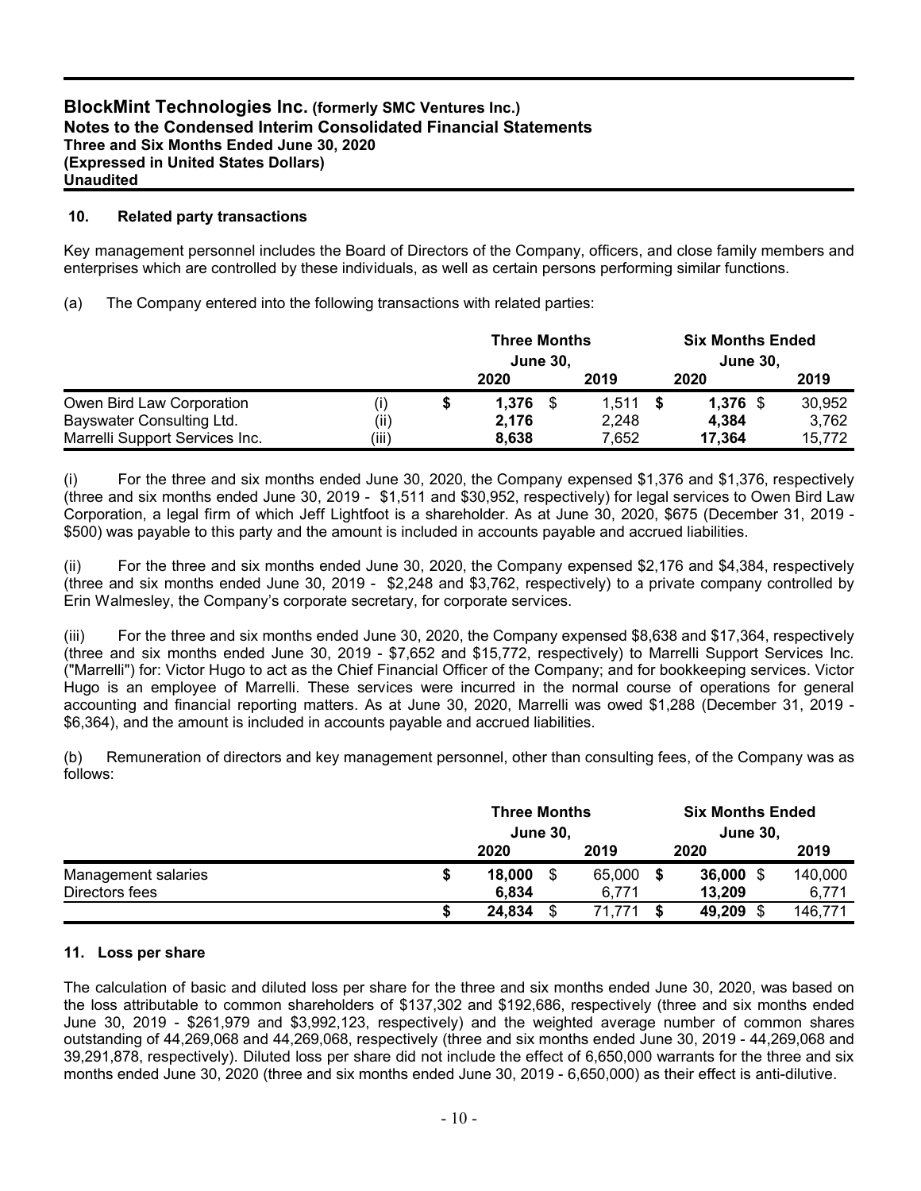## 10. Related party transactions

Key management personnel includes the Board of Directors of the Company, officers, and close family members and enterprises which are controlled by these individuals, as well as certain persons performing similar functions.

(a) The Company entered into the following transactions with related parties:

| | | Three Months June 30, | | Six Months Ended June 30, | |
|---|---|---|---|---|---|
| | | **2020** | 2019 | **2020** | 2019 |
| Owen Bird Law Corporation | (i) | **$ 1,376** | $ 1,511 | **$ 1,376** | $ 30,952 |
| Bayswater Consulting Ltd. | (ii) | **2,176** | 2,248 | **4,384** | 3,762 |
| Marrelli Support Services Inc. | (iii) | **8,638** | 7,652 | **17,364** | 15,772 |

(i) For the three and six months ended June 30, 2020, the Company expensed $1,376 and $1,376, respectively (three and six months ended June 30, 2019 - $1,511 and $30,952, respectively) for legal services to Owen Bird Law Corporation, a legal firm of which Jeff Lightfoot is a shareholder. As at June 30, 2020, $675 (December 31, 2019 - $500) was payable to this party and the amount is included in accounts payable and accrued liabilities.

(ii) For the three and six months ended June 30, 2020, the Company expensed $2,176 and $4,384, respectively (three and six months ended June 30, 2019 - $2,248 and $3,762, respectively) to a private company controlled by Erin Walmesley, the Company's corporate secretary, for corporate services.

(iii) For the three and six months ended June 30, 2020, the Company expensed $8,638 and $17,364, respectively (three and six months ended June 30, 2019 - $7,652 and $15,772, respectively) to Marrelli Support Services Inc. ("Marrelli") for: Victor Hugo to act as the Chief Financial Officer of the Company; and for bookkeeping services. Victor Hugo is an employee of Marrelli. These services were incurred in the normal course of operations for general accounting and financial reporting matters. As at June 30, 2020, Marrelli was owed $1,288 (December 31, 2019 - $6,364), and the amount is included in accounts payable and accrued liabilities.

(b) Remuneration of directors and key management personnel, other than consulting fees, of the Company was as follows:

| | Three Months June 30, | | Six Months Ended June 30, | |
|---|---|---|---|---|
| | **2020** | 2019 | **2020** | 2019 |
| Management salaries | **$ 18,000** | $ 65,000 | **$ 36,000** | $ 140,000 |
| Directors fees | **6,834** | 6,771 | **13,209** | 6,771 |
| | **$ 24,834** | $ 71,771 | **$ 49,209** | $ 146,771 |

## 11. Loss per share

The calculation of basic and diluted loss per share for the three and six months ended June 30, 2020, was based on the loss attributable to common shareholders of $137,302 and $192,686, respectively (three and six months ended June 30, 2019 - $261,979 and $3,992,123, respectively) and the weighted average number of common shares outstanding of 44,269,068 and 44,269,068, respectively (three and six months ended June 30, 2019 - 44,269,068 and 39,291,878, respectively). Diluted loss per share did not include the effect of 6,650,000 warrants for the three and six months ended June 30, 2020 (three and six months ended June 30, 2019 - 6,650,000) as their effect is anti-dilutive.